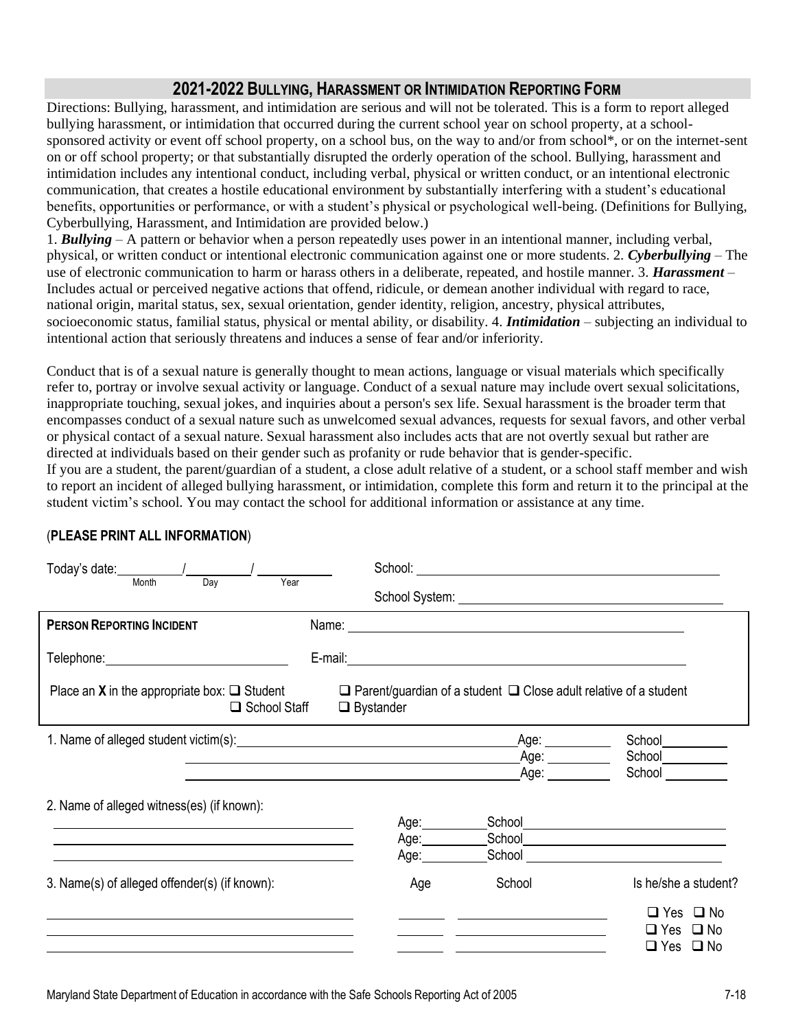## 2021-2022 BULLYING, HARASSMENT OR INTIMIDATION REPORTING FORM

Directions: Bullying, harassment, and intimidation are serious and will not be tolerated. This is a form to report alleged bullying harassment, or intimidation that occurred during the current school year on school property, at a school-sponsored activity or event off school property, on a school bus, on the way to and/or from school*, or on the internet-sent on or off school property; or that substantially disrupted the orderly operation of the school. Bullying, harassment and intimidation includes any intentional conduct, including verbal, physical or written conduct, or an intentional electronic communication, that creates a hostile educational environment by substantially interfering with a student's educational benefits, opportunities or performance, or with a student's physical or psychological well-being. (Definitions for Bullying, Cyberbullying, Harassment, and Intimidation are provided below.)

1. ***Bullying*** – A pattern or behavior when a person repeatedly uses power in an intentional manner, including verbal, physical, or written conduct or intentional electronic communication against one or more students. 2. ***Cyberbullying*** – The use of electronic communication to harm or harass others in a deliberate, repeated, and hostile manner. 3. ***Harassment*** – Includes actual or perceived negative actions that offend, ridicule, or demean another individual with regard to race, national origin, marital status, sex, sexual orientation, gender identity, religion, ancestry, physical attributes, socioeconomic status, familial status, physical or mental ability, or disability. 4. ***Intimidation*** – subjecting an individual to intentional action that seriously threatens and induces a sense of fear and/or inferiority.

Conduct that is of a sexual nature is generally thought to mean actions, language or visual materials which specifically refer to, portray or involve sexual activity or language. Conduct of a sexual nature may include overt sexual solicitations, inappropriate touching, sexual jokes, and inquiries about a person's sex life. Sexual harassment is the broader term that encompasses conduct of a sexual nature such as unwelcomed sexual advances, requests for sexual favors, and other verbal or physical contact of a sexual nature. Sexual harassment also includes acts that are not overtly sexual but rather are directed at individuals based on their gender such as profanity or rude behavior that is gender-specific.

If you are a student, the parent/guardian of a student, a close adult relative of a student, or a school staff member and wish to report an incident of alleged bullying harassment, or intimidation, complete this form and return it to the principal at the student victim's school. You may contact the school for additional information or assistance at any time.

(**PLEASE PRINT ALL INFORMATION**)

Today's date: ________/________/________ (Month / Day / Year)

School: ______________________________

School System: ______________________________

**PERSON REPORTING INCIDENT**

Name: ______________________________

Telephone: ______________________ E-mail: ______________________________

Place an **X** in the appropriate box: ❑ Student ❑ Parent/guardian of a student ❑ Close adult relative of a student ❑ School Staff ❑ Bystander

1. Name of alleged student victim(s): ______________________ Age: ________ School ________
   ______________________ Age: ________ School ________
   ______________________ Age: ________ School ________

2. Name of alleged witness(es) (if known):
   ______________________ Age: ________ School ________
   ______________________ Age: ________ School ________
   ______________________ Age: ________ School ________

3. Name(s) of alleged offender(s) (if known):

| Name | Age | School | Is he/she a student? |
|---|---|---|---|
| | | | ❑ Yes ❑ No |
| | | | ❑ Yes ❑ No |
| | | | ❑ Yes ❑ No |

Maryland State Department of Education in accordance with the Safe Schools Reporting Act of 2005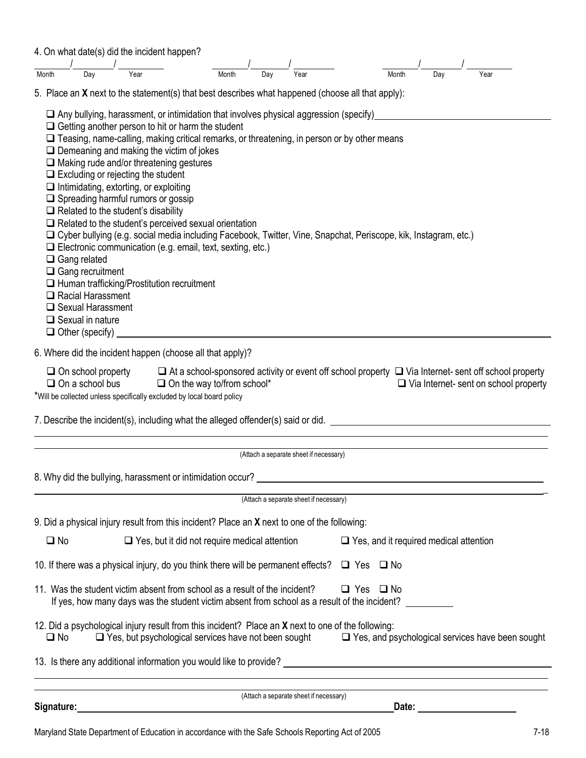4. On what date(s) did the incident happen?

\_\_\_\_\_\_/\_\_\_\_\_\_/\_\_\_\_\_\_ Month Day Year     \_\_\_\_\_\_/\_\_\_\_\_\_/\_\_\_\_\_\_ Month Day Year     \_\_\_\_\_\_/\_\_\_\_\_\_/\_\_\_\_\_\_ Month Day Year

5. Place an **X** next to the statement(s) that best describes what happened (choose all that apply):

- ☐ Any bullying, harassment, or intimidation that involves physical aggression (specify)\_\_\_\_\_\_\_\_\_\_\_\_\_\_\_\_\_\_\_\_
- ☐ Getting another person to hit or harm the student
- ☐ Teasing, name-calling, making critical remarks, or threatening, in person or by other means
- ☐ Demeaning and making the victim of jokes
- ☐ Making rude and/or threatening gestures
- ☐ Excluding or rejecting the student
- ☐ Intimidating, extorting, or exploiting
- ☐ Spreading harmful rumors or gossip
- ☐ Related to the student's disability
- ☐ Related to the student's perceived sexual orientation
- ☐ Cyber bullying (e.g. social media including Facebook, Twitter, Vine, Snapchat, Periscope, kik, Instagram, etc.)
- ☐ Electronic communication (e.g. email, text, sexting, etc.)
- ☐ Gang related
- ☐ Gang recruitment
- ☐ Human trafficking/Prostitution recruitment
- ☐ Racial Harassment
- ☐ Sexual Harassment
- ☐ Sexual in nature
- ☐ Other (specify) \_\_\_\_\_\_\_\_\_\_\_\_\_\_\_\_\_\_\_\_

6. Where did the incident happen (choose all that apply)?

- ☐ On school property
- ☐ At a school-sponsored activity or event off school property
- ☐ Via Internet- sent off school property
- ☐ On a school bus
- ☐ On the way to/from school*
- ☐ Via Internet- sent on school property

*Will be collected unless specifically excluded by local board policy

7. Describe the incident(s), including what the alleged offender(s) said or did. \_\_\_\_\_\_\_\_\_\_\_\_\_\_\_\_\_\_\_\_

(Attach a separate sheet if necessary)

8. Why did the bullying, harassment or intimidation occur? \_\_\_\_\_\_\_\_\_\_\_\_\_\_\_\_\_\_\_\_

(Attach a separate sheet if necessary)

9. Did a physical injury result from this incident? Place an **X** next to one of the following:

☐ No     ☐ Yes, but it did not require medical attention     ☐ Yes, and it required medical attention

10. If there was a physical injury, do you think there will be permanent effects? ☐ Yes ☐ No

11. Was the student victim absent from school as a result of the incident? ☐ Yes ☐ No
If yes, how many days was the student victim absent from school as a result of the incident? \_\_\_\_\_\_\_\_

12. Did a psychological injury result from this incident? Place an **X** next to one of the following:
☐ No     ☐ Yes, but psychological services have not been sought     ☐ Yes, and psychological services have been sought

13. Is there any additional information you would like to provide? \_\_\_\_\_\_\_\_\_\_\_\_\_\_\_\_\_\_\_\_

(Attach a separate sheet if necessary)

**Signature:**\_\_\_\_\_\_\_\_\_\_\_\_\_\_\_\_\_\_\_\_ **Date:** \_\_\_\_\_\_\_\_\_\_

Maryland State Department of Education in accordance with the Safe Schools Reporting Act of 2005